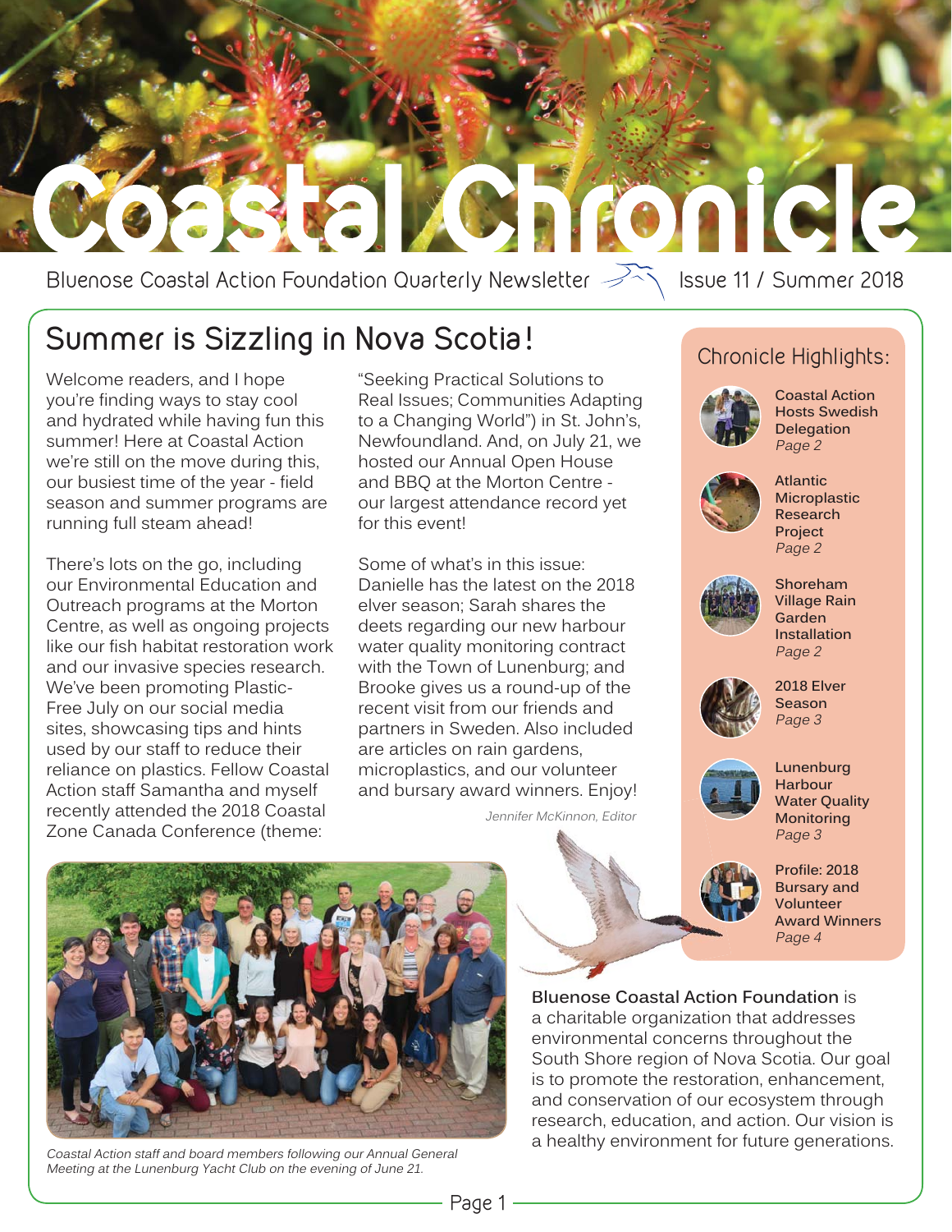# Coastal Chronicle

Bluenose Coastal Action Foundation Quarterly Newsletter — Issue 11 / Summer 2018

## Summer is Sizzling in Nova Scotia!

Welcome readers, and I hope you're finding ways to stay cool and hydrated while having fun this summer! Here at Coastal Action we're still on the move during this, our busiest time of the year - field season and summer programs are running full steam ahead!

There's lots on the go, including our Environmental Education and Outreach programs at the Morton Centre, as well as ongoing projects like our fish habitat restoration work and our invasive species research. We've been promoting Plastic-Free July on our social media sites, showcasing tips and hints used by our staff to reduce their reliance on plastics. Fellow Coastal Action staff Samantha and myself recently attended the 2018 Coastal Zone Canada Conference (theme: "Seeking Practical Solutions to Real Issues; Communities Adapting to a Changing World") in St. John's, Newfoundland. And, on July 21, we hosted our Annual Open House and BBQ at the Morton Centre - our largest attendance record yet for this event!

Some of what's in this issue: Danielle has the latest on the 2018 elver season; Sarah shares the deets regarding our new harbour water quality monitoring contract with the Town of Lunenburg; and Brooke gives us a round-up of the recent visit from our friends and partners in Sweden. Also included are articles on rain gardens, microplastics, and our volunteer and bursary award winners. Enjoy!

*Jennifer McKinnon, Editor*

### Chronicle Highlights:

- **Coastal Action Hosts Swedish Delegation** — *Page 2*
- **Atlantic Microplastic Research Project** — *Page 2*
- **Shoreham Village Rain Garden Installation** — *Page 2*
- **2018 Elver Season** — *Page 3*
- **Lunenburg Harbour Water Quality Monitoring** — *Page 3*
- **Profile: 2018 Bursary and Volunteer Award Winners** — *Page 4*

*Coastal Action staff and board members following our Annual General Meeting at the Lunenburg Yacht Club on the evening of June 21.*

**Bluenose Coastal Action Foundation** is a charitable organization that addresses environmental concerns throughout the South Shore region of Nova Scotia. Our goal is to promote the restoration, enhancement, and conservation of our ecosystem through research, education, and action. Our vision is a healthy environment for future generations.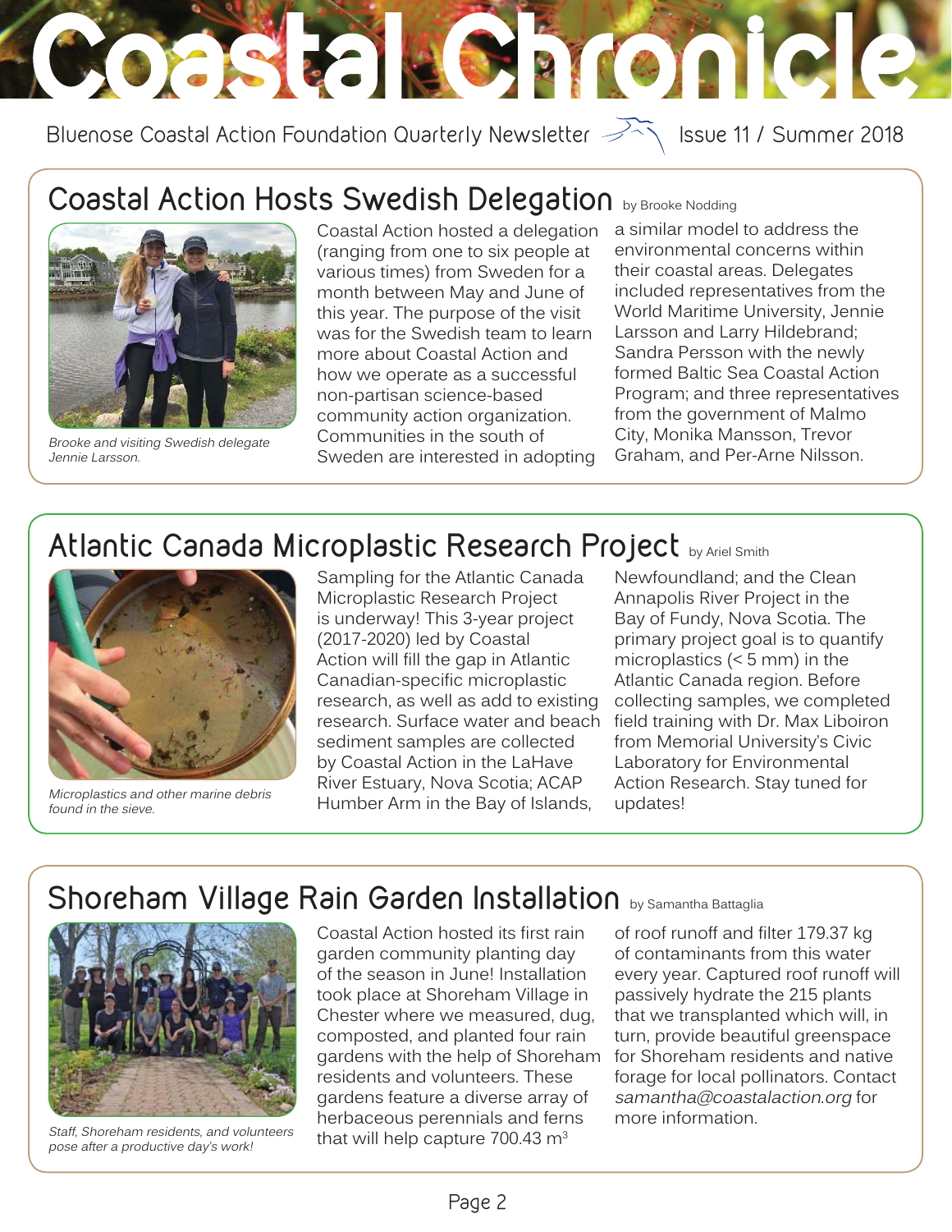# Coastal Chronicle

Bluenose Coastal Action Foundation Quarterly Newsletter — Issue 11 / Summer 2018

## Coastal Action Hosts Swedish Delegation

by Brooke Nodding

*Brooke and visiting Swedish delegate Jennie Larsson.*

Coastal Action hosted a delegation (ranging from one to six people at various times) from Sweden for a month between May and June of this year. The purpose of the visit was for the Swedish team to learn more about Coastal Action and how we operate as a successful non-partisan science-based community action organization. Communities in the south of Sweden are interested in adopting a similar model to address the environmental concerns within their coastal areas. Delegates included representatives from the World Maritime University, Jennie Larsson and Larry Hildebrand; Sandra Persson with the newly formed Baltic Sea Coastal Action Program; and three representatives from the government of Malmo City, Monika Mansson, Trevor Graham, and Per-Arne Nilsson.

## Atlantic Canada Microplastic Research Project

by Ariel Smith

*Microplastics and other marine debris found in the sieve.*

Sampling for the Atlantic Canada Microplastic Research Project is underway! This 3-year project (2017-2020) led by Coastal Action will fill the gap in Atlantic Canadian-specific microplastic research, as well as add to existing research. Surface water and beach sediment samples are collected by Coastal Action in the LaHave River Estuary, Nova Scotia; ACAP Humber Arm in the Bay of Islands, Newfoundland; and the Clean Annapolis River Project in the Bay of Fundy, Nova Scotia. The primary project goal is to quantify microplastics (< 5 mm) in the Atlantic Canada region. Before collecting samples, we completed field training with Dr. Max Liboiron from Memorial University's Civic Laboratory for Environmental Action Research. Stay tuned for updates!

## Shoreham Village Rain Garden Installation

by Samantha Battaglia

*Staff, Shoreham residents, and volunteers pose after a productive day's work!*

Coastal Action hosted its first rain garden community planting day of the season in June! Installation took place at Shoreham Village in Chester where we measured, dug, composted, and planted four rain gardens with the help of Shoreham residents and volunteers. These gardens feature a diverse array of herbaceous perennials and ferns that will help capture 700.43 $m^3$ of roof runoff and filter 179.37 kg of contaminants from this water every year. Captured roof runoff will passively hydrate the 215 plants that we transplanted which will, in turn, provide beautiful greenspace for Shoreham residents and native forage for local pollinators. Contact *samantha@coastalaction.org* for more information.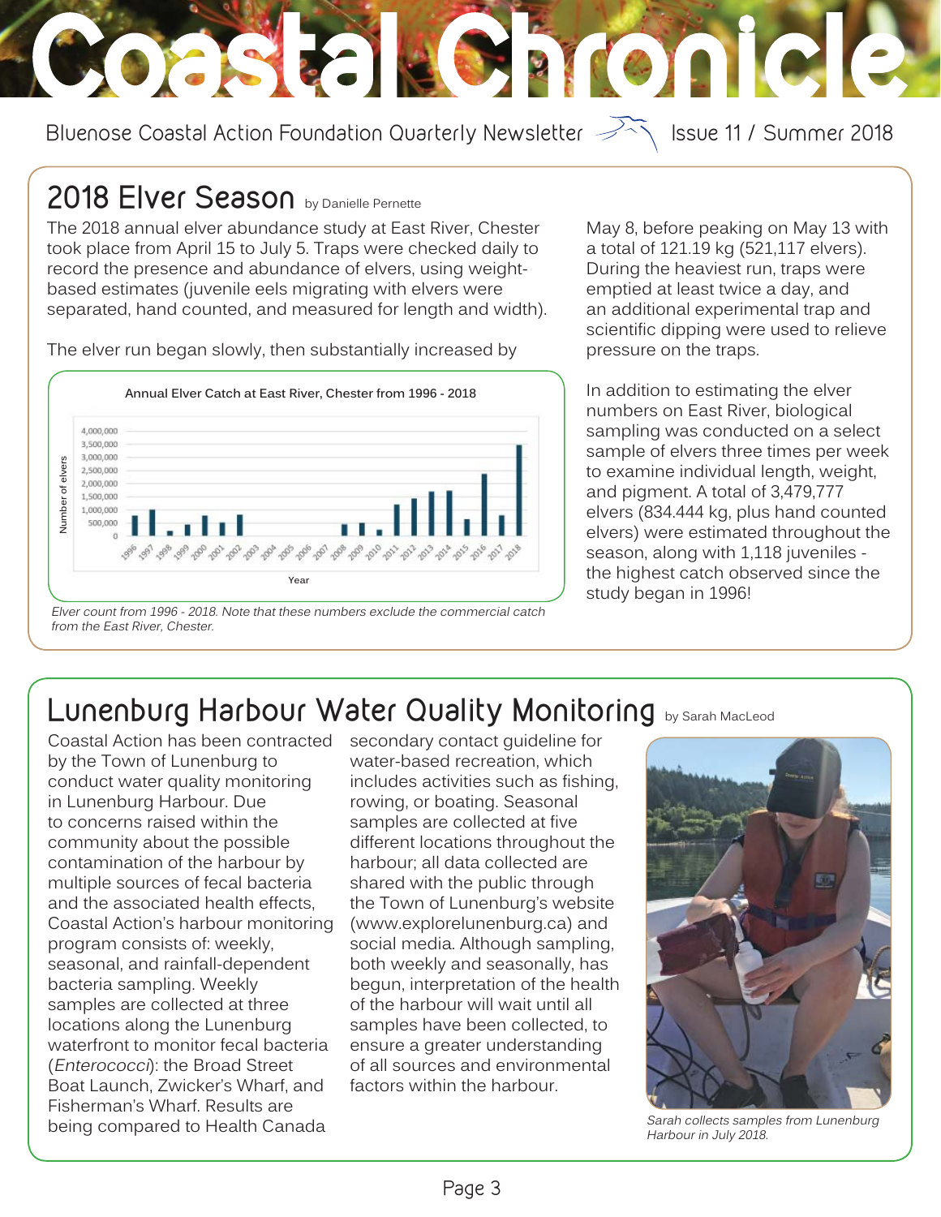# Coastal Chronicle

Bluenose Coastal Action Foundation Quarterly Newsletter — Issue 11 / Summer 2018

## 2018 Elver Season

by Danielle Pernette

The 2018 annual elver abundance study at East River, Chester took place from April 15 to July 5. Traps were checked daily to record the presence and abundance of elvers, using weight-based estimates (juvenile eels migrating with elvers were separated, hand counted, and measured for length and width).

The elver run began slowly, then substantially increased by May 8, before peaking on May 13 with a total of 121.19 kg (521,117 elvers). During the heaviest run, traps were emptied at least twice a day, and an additional experimental trap and scientific dipping were used to relieve pressure on the traps.

*Elver count from 1996 - 2018. Note that these numbers exclude the commercial catch from the East River, Chester.*

In addition to estimating the elver numbers on East River, biological sampling was conducted on a select sample of elvers three times per week to examine individual length, weight, and pigment. A total of 3,479,777 elvers (834.444 kg, plus hand counted elvers) were estimated throughout the season, along with 1,118 juveniles - the highest catch observed since the study began in 1996!

## Lunenburg Harbour Water Quality Monitoring

by Sarah MacLeod

Coastal Action has been contracted by the Town of Lunenburg to conduct water quality monitoring in Lunenburg Harbour. Due to concerns raised within the community about the possible contamination of the harbour by multiple sources of fecal bacteria and the associated health effects, Coastal Action's harbour monitoring program consists of: weekly, seasonal, and rainfall-dependent bacteria sampling. Weekly samples are collected at three locations along the Lunenburg waterfront to monitor fecal bacteria (*Enterococci*): the Broad Street Boat Launch, Zwicker's Wharf, and Fisherman's Wharf. Results are being compared to Health Canada secondary contact guideline for water-based recreation, which includes activities such as fishing, rowing, or boating. Seasonal samples are collected at five different locations throughout the harbour; all data collected are shared with the public through the Town of Lunenburg's website (www.explorelunenburg.ca) and social media. Although sampling, both weekly and seasonally, has begun, interpretation of the health of the harbour will wait until all samples have been collected, to ensure a greater understanding of all sources and environmental factors within the harbour.

*Sarah collects samples from Lunenburg Harbour in July 2018.*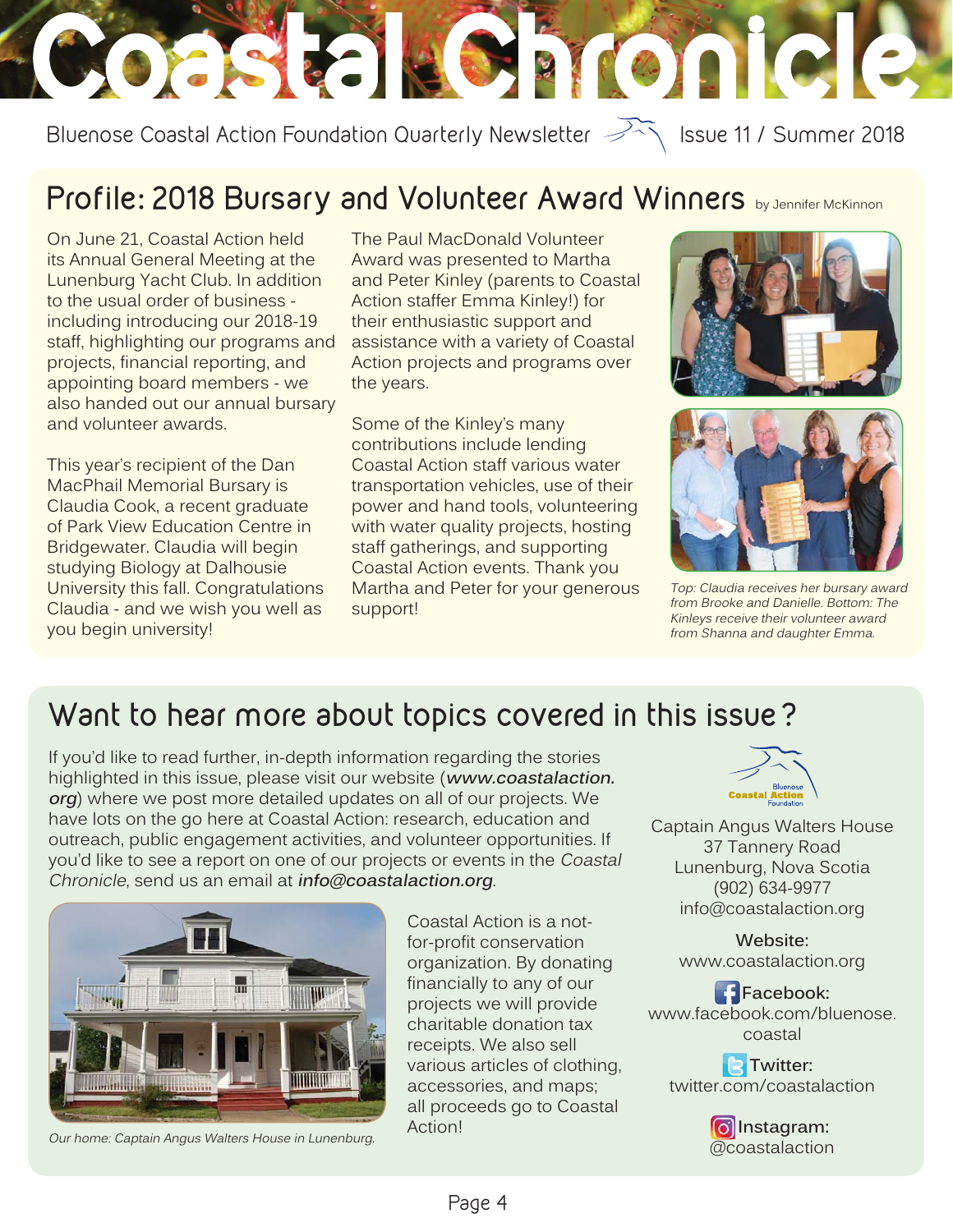# Coastal Chronicle

Bluenose Coastal Action Foundation Quarterly Newsletter — Issue 11 / Summer 2018

## Profile: 2018 Bursary and Volunteer Award Winners

by Jennifer McKinnon

On June 21, Coastal Action held its Annual General Meeting at the Lunenburg Yacht Club. In addition to the usual order of business - including introducing our 2018-19 staff, highlighting our programs and projects, financial reporting, and appointing board members - we also handed out our annual bursary and volunteer awards.

This year's recipient of the Dan MacPhail Memorial Bursary is Claudia Cook, a recent graduate of Park View Education Centre in Bridgewater. Claudia will begin studying Biology at Dalhousie University this fall. Congratulations Claudia - and we wish you well as you begin university!

The Paul MacDonald Volunteer Award was presented to Martha and Peter Kinley (parents to Coastal Action staffer Emma Kinley!) for their enthusiastic support and assistance with a variety of Coastal Action projects and programs over the years.

Some of the Kinley's many contributions include lending Coastal Action staff various water transportation vehicles, use of their power and hand tools, volunteering with water quality projects, hosting staff gatherings, and supporting Coastal Action events. Thank you Martha and Peter for your generous support!

*Top: Claudia receives her bursary award from Brooke and Danielle. Bottom: The Kinleys receive their volunteer award from Shanna and daughter Emma.*

## Want to hear more about topics covered in this issue?

If you'd like to read further, in-depth information regarding the stories highlighted in this issue, please visit our website (***www.coastalaction.org***) where we post more detailed updates on all of our projects. We have lots on the go here at Coastal Action: research, education and outreach, public engagement activities, and volunteer opportunities. If you'd like to see a report on one of our projects or events in the *Coastal Chronicle*, send us an email at ***info@coastalaction.org***.

*Our home: Captain Angus Walters House in Lunenburg.*

Coastal Action is a not-for-profit conservation organization. By donating financially to any of our projects we will provide charitable donation tax receipts. We also sell various articles of clothing, accessories, and maps; all proceeds go to Coastal Action!

Bluenose Coastal Action Foundation

Captain Angus Walters House
37 Tannery Road
Lunenburg, Nova Scotia
(902) 634-9977
info@coastalaction.org

**Website:**
www.coastalaction.org

**Facebook:**
www.facebook.com/bluenose.coastal

**Twitter:**
twitter.com/coastalaction

**Instagram:**
@coastalaction